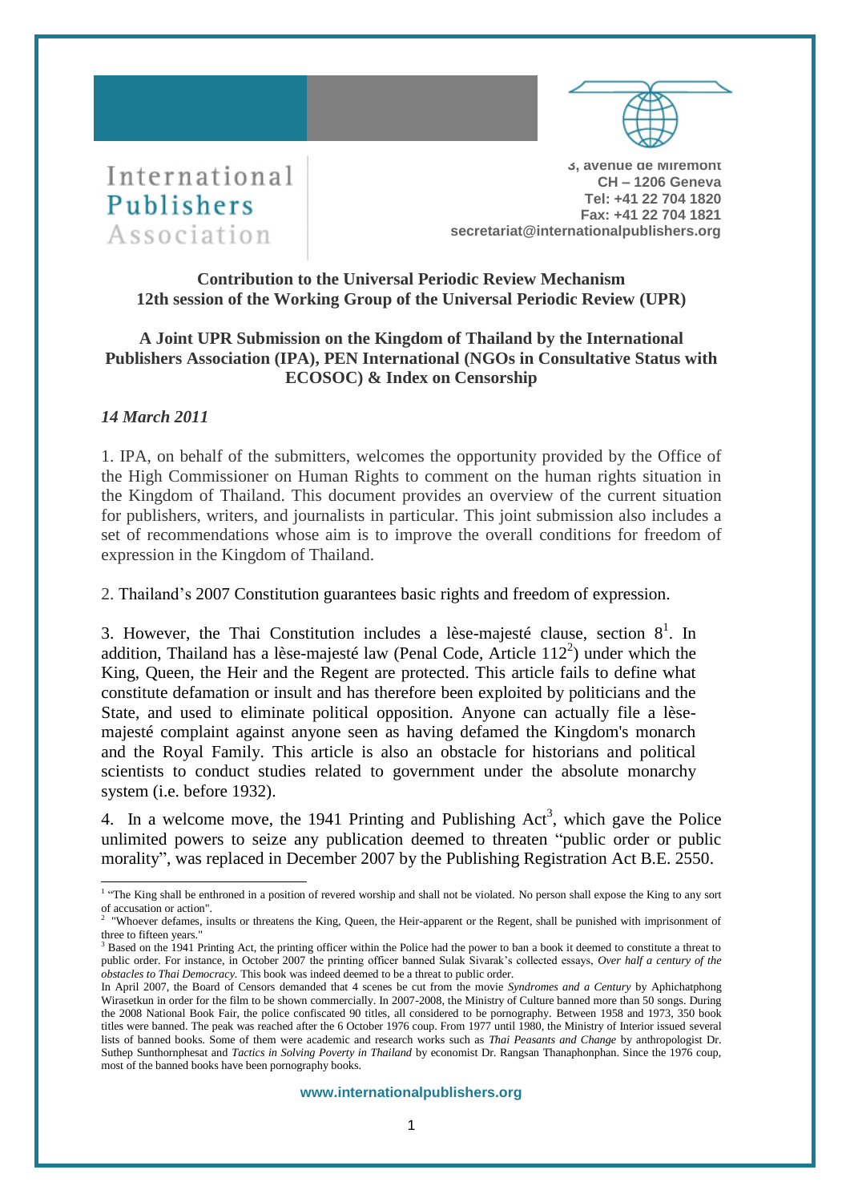International Publishers Association

3, avenue de Miremont
CH – 1206 Geneva
Tel: +41 22 704 1820
Fax: +41 22 704 1821
secretariat@internationalpublishers.org

**Contribution to the Universal Periodic Review Mechanism**
**12th session of the Working Group of the Universal Periodic Review (UPR)**

**A Joint UPR Submission on the Kingdom of Thailand by the International Publishers Association (IPA), PEN International (NGOs in Consultative Status with ECOSOC) & Index on Censorship**

***14 March 2011***

1. IPA, on behalf of the submitters, welcomes the opportunity provided by the Office of the High Commissioner on Human Rights to comment on the human rights situation in the Kingdom of Thailand. This document provides an overview of the current situation for publishers, writers, and journalists in particular. This joint submission also includes a set of recommendations whose aim is to improve the overall conditions for freedom of expression in the Kingdom of Thailand.

2. Thailand's 2007 Constitution guarantees basic rights and freedom of expression.

3. However, the Thai Constitution includes a lèse-majesté clause, section 8[1]. In addition, Thailand has a lèse-majesté law (Penal Code, Article 112[2]) under which the King, Queen, the Heir and the Regent are protected. This article fails to define what constitute defamation or insult and has therefore been exploited by politicians and the State, and used to eliminate political opposition. Anyone can actually file a lèse-majesté complaint against anyone seen as having defamed the Kingdom's monarch and the Royal Family. This article is also an obstacle for historians and political scientists to conduct studies related to government under the absolute monarchy system (i.e. before 1932).

4. In a welcome move, the 1941 Printing and Publishing Act[3], which gave the Police unlimited powers to seize any publication deemed to threaten "public order or public morality", was replaced in December 2007 by the Publishing Registration Act B.E. 2550.

---

[1] "The King shall be enthroned in a position of revered worship and shall not be violated. No person shall expose the King to any sort of accusation or action".

[2] "Whoever defames, insults or threatens the King, Queen, the Heir-apparent or the Regent, shall be punished with imprisonment of three to fifteen years."

[3] Based on the 1941 Printing Act, the printing officer within the Police had the power to ban a book it deemed to constitute a threat to public order. For instance, in October 2007 the printing officer banned Sulak Sivarak's collected essays, *Over half a century of the obstacles to Thai Democracy.* This book was indeed deemed to be a threat to public order.

In April 2007, the Board of Censors demanded that 4 scenes be cut from the movie *Syndromes and a Century* by Aphichatphong Wirasetkun in order for the film to be shown commercially. In 2007-2008, the Ministry of Culture banned more than 50 songs. During the 2008 National Book Fair, the police confiscated 90 titles, all considered to be pornography. Between 1958 and 1973, 350 book titles were banned. The peak was reached after the 6 October 1976 coup. From 1977 until 1980, the Ministry of Interior issued several lists of banned books. Some of them were academic and research works such as *Thai Peasants and Change* by anthropologist Dr. Suthep Sunthornphesat and *Tactics in Solving Poverty in Thailand* by economist Dr. Rangsan Thanaphonphan. Since the 1976 coup, most of the banned books have been pornography books.

www.internationalpublishers.org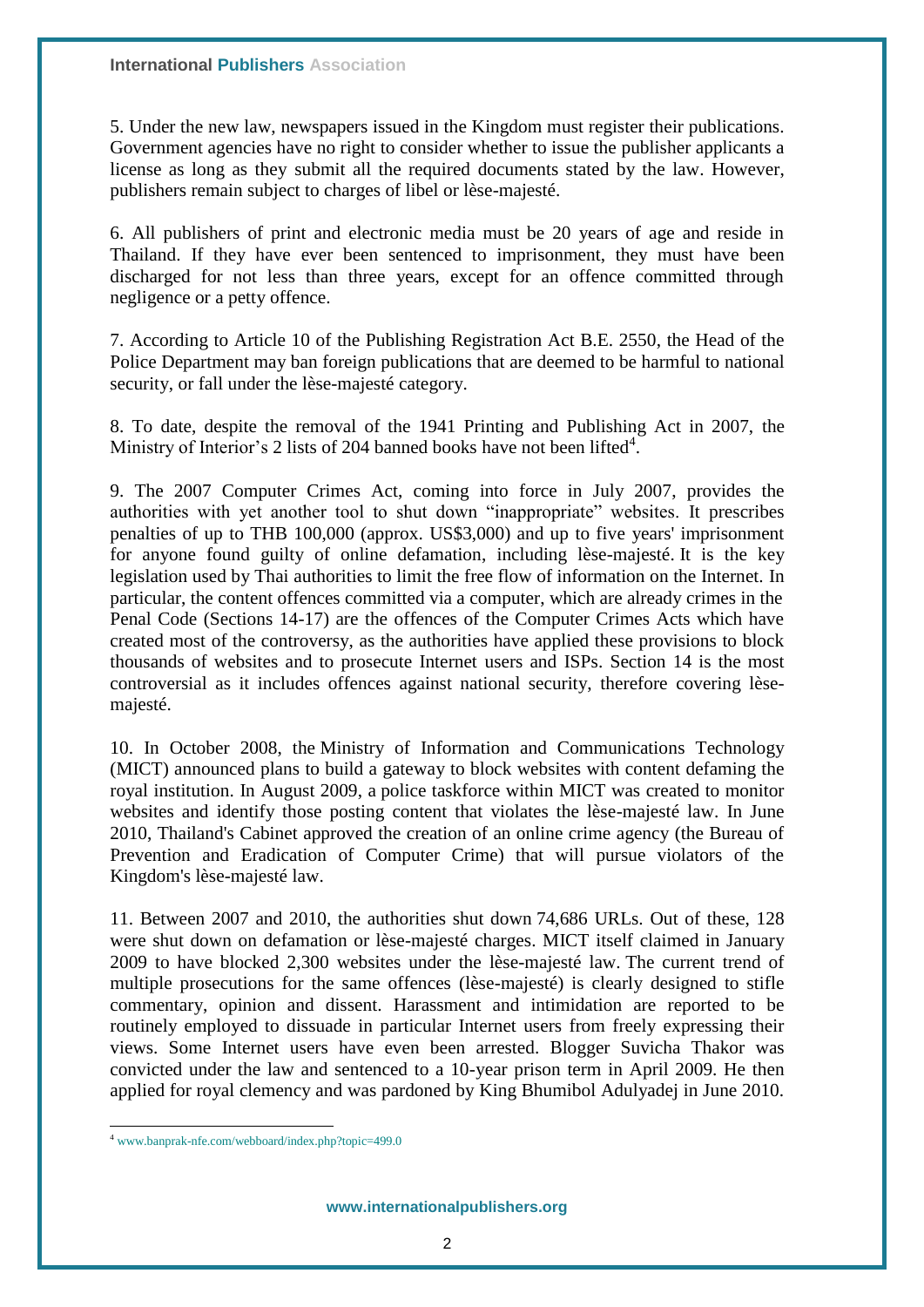5. Under the new law, newspapers issued in the Kingdom must register their publications. Government agencies have no right to consider whether to issue the publisher applicants a license as long as they submit all the required documents stated by the law. However, publishers remain subject to charges of libel or lèse-majesté.

6. All publishers of print and electronic media must be 20 years of age and reside in Thailand. If they have ever been sentenced to imprisonment, they must have been discharged for not less than three years, except for an offence committed through negligence or a petty offence.

7. According to Article 10 of the Publishing Registration Act B.E. 2550, the Head of the Police Department may ban foreign publications that are deemed to be harmful to national security, or fall under the lèse-majesté category.

8. To date, despite the removal of the 1941 Printing and Publishing Act in 2007, the Ministry of Interior's 2 lists of 204 banned books have not been lifted[4].

9. The 2007 Computer Crimes Act, coming into force in July 2007, provides the authorities with yet another tool to shut down "inappropriate" websites. It prescribes penalties of up to THB 100,000 (approx. US$3,000) and up to five years' imprisonment for anyone found guilty of online defamation, including lèse-majesté. It is the key legislation used by Thai authorities to limit the free flow of information on the Internet. In particular, the content offences committed via a computer, which are already crimes in the Penal Code (Sections 14-17) are the offences of the Computer Crimes Acts which have created most of the controversy, as the authorities have applied these provisions to block thousands of websites and to prosecute Internet users and ISPs. Section 14 is the most controversial as it includes offences against national security, therefore covering lèse-majesté.

10. In October 2008, the Ministry of Information and Communications Technology (MICT) announced plans to build a gateway to block websites with content defaming the royal institution. In August 2009, a police taskforce within MICT was created to monitor websites and identify those posting content that violates the lèse-majesté law. In June 2010, Thailand's Cabinet approved the creation of an online crime agency (the Bureau of Prevention and Eradication of Computer Crime) that will pursue violators of the Kingdom's lèse-majesté law.

11. Between 2007 and 2010, the authorities shut down 74,686 URLs. Out of these, 128 were shut down on defamation or lèse-majesté charges. MICT itself claimed in January 2009 to have blocked 2,300 websites under the lèse-majesté law. The current trend of multiple prosecutions for the same offences (lèse-majesté) is clearly designed to stifle commentary, opinion and dissent. Harassment and intimidation are reported to be routinely employed to dissuade in particular Internet users from freely expressing their views. Some Internet users have even been arrested. Blogger Suvicha Thakor was convicted under the law and sentenced to a 10-year prison term in April 2009. He then applied for royal clemency and was pardoned by King Bhumibol Adulyadej in June 2010.

[4] www.banprak-nfe.com/webboard/index.php?topic=499.0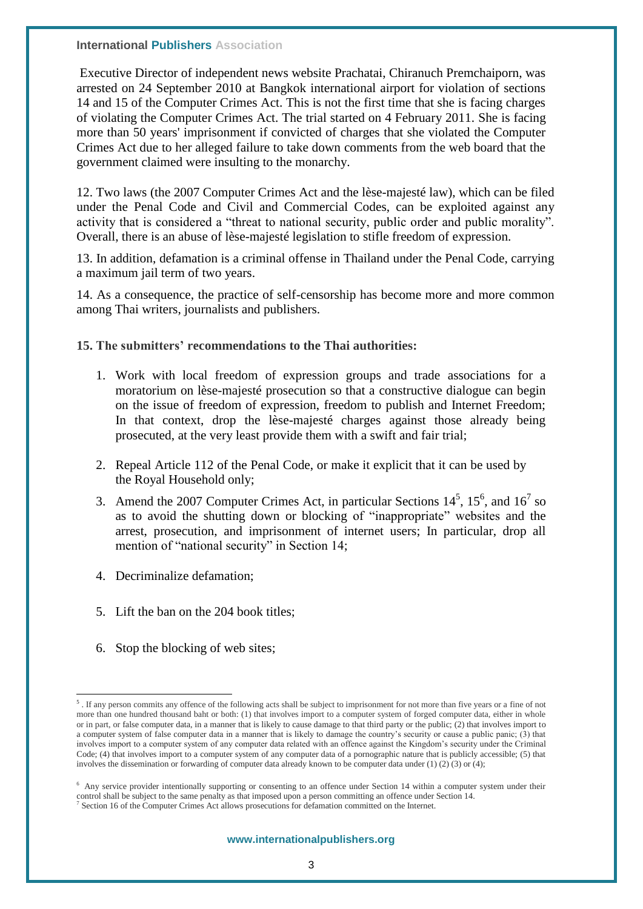Executive Director of independent news website Prachatai, Chiranuch Premchaiporn, was arrested on 24 September 2010 at Bangkok international airport for violation of sections 14 and 15 of the Computer Crimes Act. This is not the first time that she is facing charges of violating the Computer Crimes Act. The trial started on 4 February 2011. She is facing more than 50 years' imprisonment if convicted of charges that she violated the Computer Crimes Act due to her alleged failure to take down comments from the web board that the government claimed were insulting to the monarchy.

12. Two laws (the 2007 Computer Crimes Act and the lèse-majesté law), which can be filed under the Penal Code and Civil and Commercial Codes, can be exploited against any activity that is considered a "threat to national security, public order and public morality". Overall, there is an abuse of lèse-majesté legislation to stifle freedom of expression.

13. In addition, defamation is a criminal offense in Thailand under the Penal Code, carrying a maximum jail term of two years.

14. As a consequence, the practice of self-censorship has become more and more common among Thai writers, journalists and publishers.

**15. The submitters' recommendations to the Thai authorities:**

1. Work with local freedom of expression groups and trade associations for a moratorium on lèse-majesté prosecution so that a constructive dialogue can begin on the issue of freedom of expression, freedom to publish and Internet Freedom; In that context, drop the lèse-majesté charges against those already being prosecuted, at the very least provide them with a swift and fair trial;
2. Repeal Article 112 of the Penal Code, or make it explicit that it can be used by the Royal Household only;
3. Amend the 2007 Computer Crimes Act, in particular Sections 14[5], 15[6], and 16[7] so as to avoid the shutting down or blocking of "inappropriate" websites and the arrest, prosecution, and imprisonment of internet users; In particular, drop all mention of "national security" in Section 14;
4. Decriminalize defamation;
5. Lift the ban on the 204 book titles;
6. Stop the blocking of web sites;

---

[5] . If any person commits any offence of the following acts shall be subject to imprisonment for not more than five years or a fine of not more than one hundred thousand baht or both: (1) that involves import to a computer system of forged computer data, either in whole or in part, or false computer data, in a manner that is likely to cause damage to that third party or the public; (2) that involves import to a computer system of false computer data in a manner that is likely to damage the country's security or cause a public panic; (3) that involves import to a computer system of any computer data related with an offence against the Kingdom's security under the Criminal Code; (4) that involves import to a computer system of any computer data of a pornographic nature that is publicly accessible; (5) that involves the dissemination or forwarding of computer data already known to be computer data under (1) (2) (3) or (4);

[6] Any service provider intentionally supporting or consenting to an offence under Section 14 within a computer system under their control shall be subject to the same penalty as that imposed upon a person committing an offence under Section 14.

[7] Section 16 of the Computer Crimes Act allows prosecutions for defamation committed on the Internet.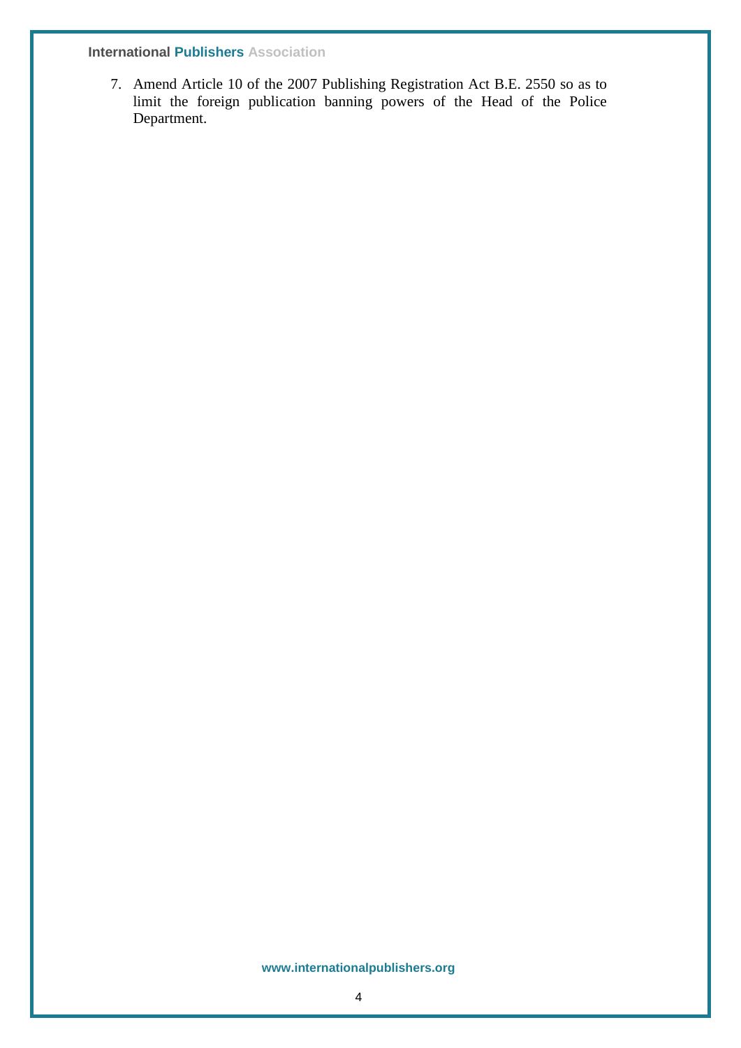7. Amend Article 10 of the 2007 Publishing Registration Act B.E. 2550 so as to limit the foreign publication banning powers of the Head of the Police Department.